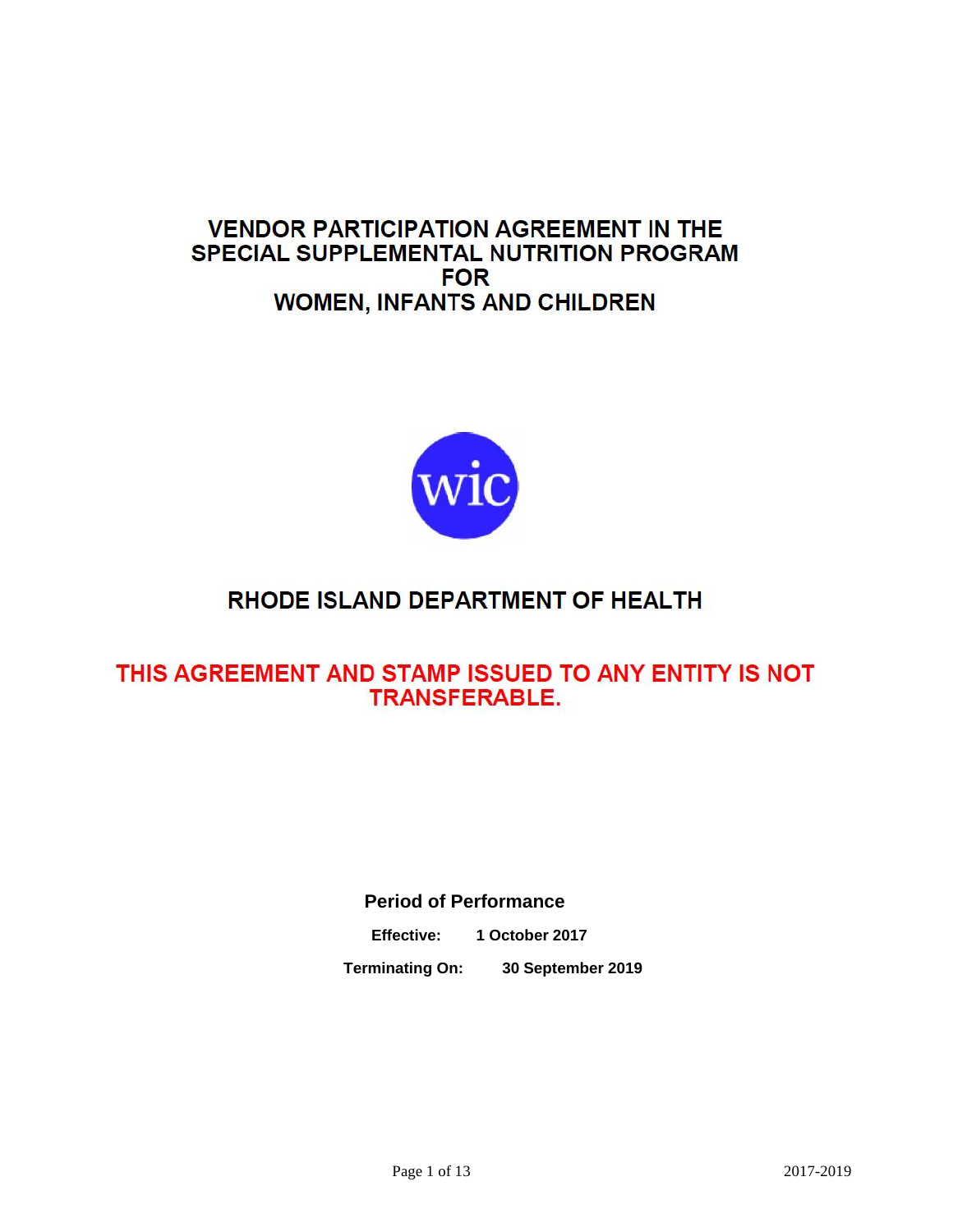# VENDOR PARTICIPATION AGREEMENT IN THE SPECIAL SUPPLEMENTAL NUTRITION PROGRAM FOR WOMEN, INFANTS AND CHILDREN

## RHODE ISLAND DEPARTMENT OF HEALTH

**THIS AGREEMENT AND STAMP ISSUED TO ANY ENTITY IS NOT TRANSFERABLE.**

**Period of Performance**

**Effective:** **1 October 2017**

**Terminating On:** **30 September 2019**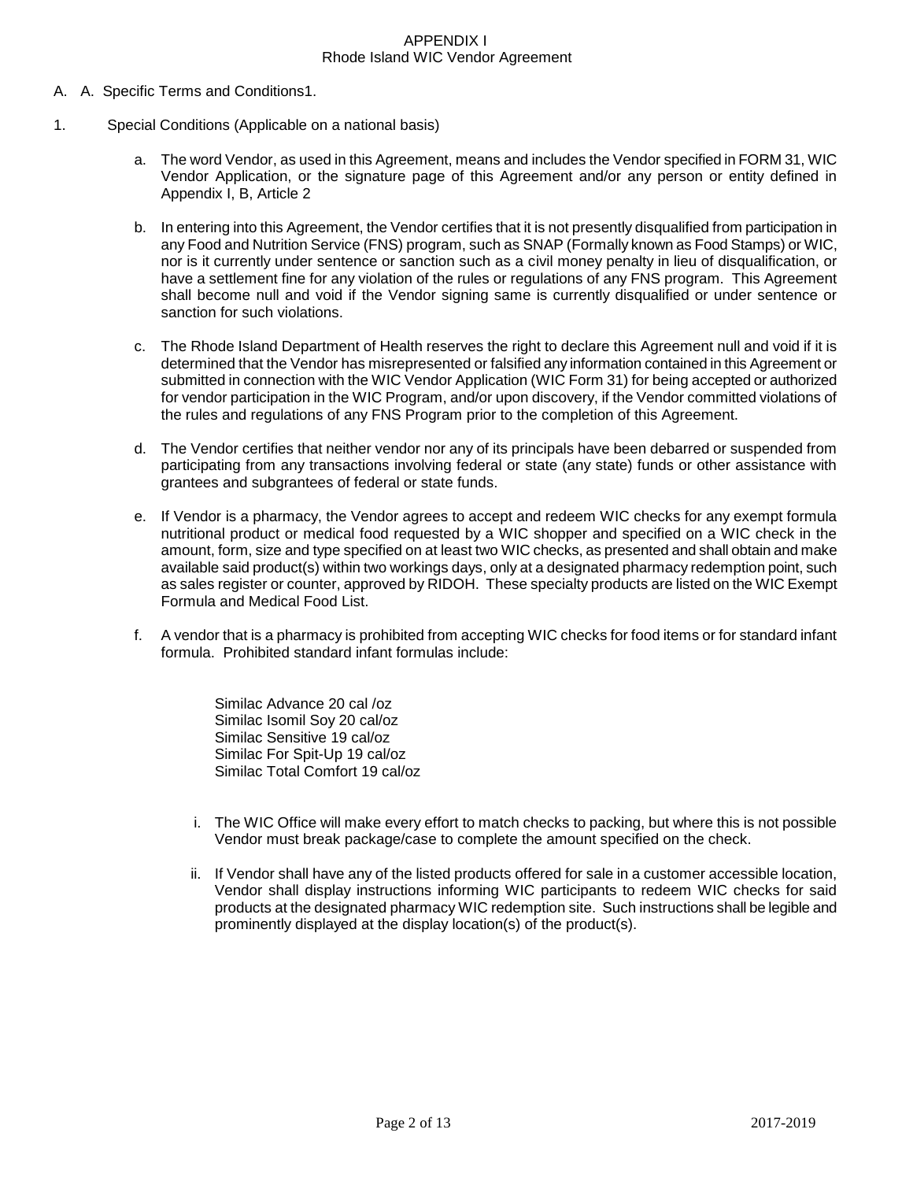APPENDIX I
Rhode Island WIC Vendor Agreement

A. A. Specific Terms and Conditions1.

1. Special Conditions (Applicable on a national basis)

   a. The word Vendor, as used in this Agreement, means and includes the Vendor specified in FORM 31, WIC Vendor Application, or the signature page of this Agreement and/or any person or entity defined in Appendix I, B, Article 2

   b. In entering into this Agreement, the Vendor certifies that it is not presently disqualified from participation in any Food and Nutrition Service (FNS) program, such as SNAP (Formally known as Food Stamps) or WIC, nor is it currently under sentence or sanction such as a civil money penalty in lieu of disqualification, or have a settlement fine for any violation of the rules or regulations of any FNS program. This Agreement shall become null and void if the Vendor signing same is currently disqualified or under sentence or sanction for such violations.

   c. The Rhode Island Department of Health reserves the right to declare this Agreement null and void if it is determined that the Vendor has misrepresented or falsified any information contained in this Agreement or submitted in connection with the WIC Vendor Application (WIC Form 31) for being accepted or authorized for vendor participation in the WIC Program, and/or upon discovery, if the Vendor committed violations of the rules and regulations of any FNS Program prior to the completion of this Agreement.

   d. The Vendor certifies that neither vendor nor any of its principals have been debarred or suspended from participating from any transactions involving federal or state (any state) funds or other assistance with grantees and subgrantees of federal or state funds.

   e. If Vendor is a pharmacy, the Vendor agrees to accept and redeem WIC checks for any exempt formula nutritional product or medical food requested by a WIC shopper and specified on a WIC check in the amount, form, size and type specified on at least two WIC checks, as presented and shall obtain and make available said product(s) within two workings days, only at a designated pharmacy redemption point, such as sales register or counter, approved by RIDOH. These specialty products are listed on the WIC Exempt Formula and Medical Food List.

   f. A vendor that is a pharmacy is prohibited from accepting WIC checks for food items or for standard infant formula. Prohibited standard infant formulas include:

      Similac Advance 20 cal /oz
      Similac Isomil Soy 20 cal/oz
      Similac Sensitive 19 cal/oz
      Similac For Spit-Up 19 cal/oz
      Similac Total Comfort 19 cal/oz

      i. The WIC Office will make every effort to match checks to packing, but where this is not possible Vendor must break package/case to complete the amount specified on the check.

      ii. If Vendor shall have any of the listed products offered for sale in a customer accessible location, Vendor shall display instructions informing WIC participants to redeem WIC checks for said products at the designated pharmacy WIC redemption site. Such instructions shall be legible and prominently displayed at the display location(s) of the product(s).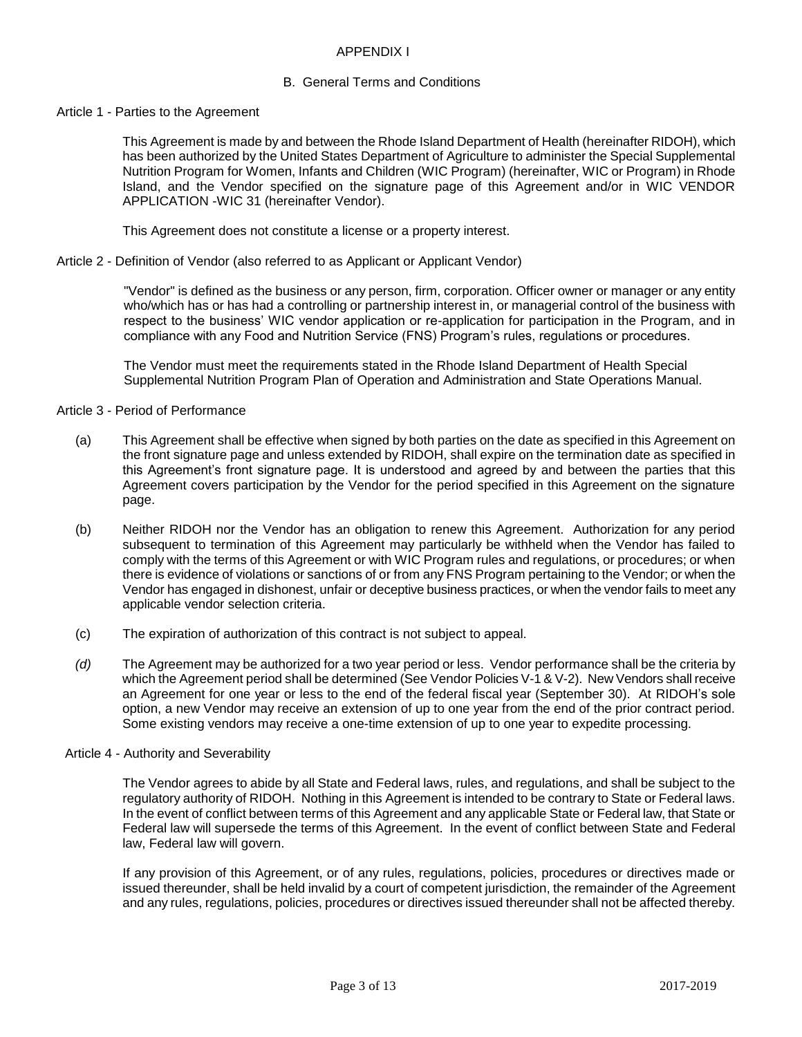# APPENDIX I

## B. General Terms and Conditions

### Article 1 - Parties to the Agreement

This Agreement is made by and between the Rhode Island Department of Health (hereinafter RIDOH), which has been authorized by the United States Department of Agriculture to administer the Special Supplemental Nutrition Program for Women, Infants and Children (WIC Program) (hereinafter, WIC or Program) in Rhode Island, and the Vendor specified on the signature page of this Agreement and/or in WIC VENDOR APPLICATION -WIC 31 (hereinafter Vendor).

This Agreement does not constitute a license or a property interest.

### Article 2 - Definition of Vendor (also referred to as Applicant or Applicant Vendor)

"Vendor" is defined as the business or any person, firm, corporation. Officer owner or manager or any entity who/which has or has had a controlling or partnership interest in, or managerial control of the business with respect to the business' WIC vendor application or re-application for participation in the Program, and in compliance with any Food and Nutrition Service (FNS) Program's rules, regulations or procedures.

The Vendor must meet the requirements stated in the Rhode Island Department of Health Special Supplemental Nutrition Program Plan of Operation and Administration and State Operations Manual.

### Article 3 - Period of Performance

(a) This Agreement shall be effective when signed by both parties on the date as specified in this Agreement on the front signature page and unless extended by RIDOH, shall expire on the termination date as specified in this Agreement's front signature page. It is understood and agreed by and between the parties that this Agreement covers participation by the Vendor for the period specified in this Agreement on the signature page.

(b) Neither RIDOH nor the Vendor has an obligation to renew this Agreement. Authorization for any period subsequent to termination of this Agreement may particularly be withheld when the Vendor has failed to comply with the terms of this Agreement or with WIC Program rules and regulations, or procedures; or when there is evidence of violations or sanctions of or from any FNS Program pertaining to the Vendor; or when the Vendor has engaged in dishonest, unfair or deceptive business practices, or when the vendor fails to meet any applicable vendor selection criteria.

(c) The expiration of authorization of this contract is not subject to appeal.

*(d)* The Agreement may be authorized for a two year period or less. Vendor performance shall be the criteria by which the Agreement period shall be determined (See Vendor Policies V-1 & V-2). New Vendors shall receive an Agreement for one year or less to the end of the federal fiscal year (September 30). At RIDOH's sole option, a new Vendor may receive an extension of up to one year from the end of the prior contract period. Some existing vendors may receive a one-time extension of up to one year to expedite processing.

### Article 4 - Authority and Severability

The Vendor agrees to abide by all State and Federal laws, rules, and regulations, and shall be subject to the regulatory authority of RIDOH. Nothing in this Agreement is intended to be contrary to State or Federal laws. In the event of conflict between terms of this Agreement and any applicable State or Federal law, that State or Federal law will supersede the terms of this Agreement. In the event of conflict between State and Federal law, Federal law will govern.

If any provision of this Agreement, or of any rules, regulations, policies, procedures or directives made or issued thereunder, shall be held invalid by a court of competent jurisdiction, the remainder of the Agreement and any rules, regulations, policies, procedures or directives issued thereunder shall not be affected thereby.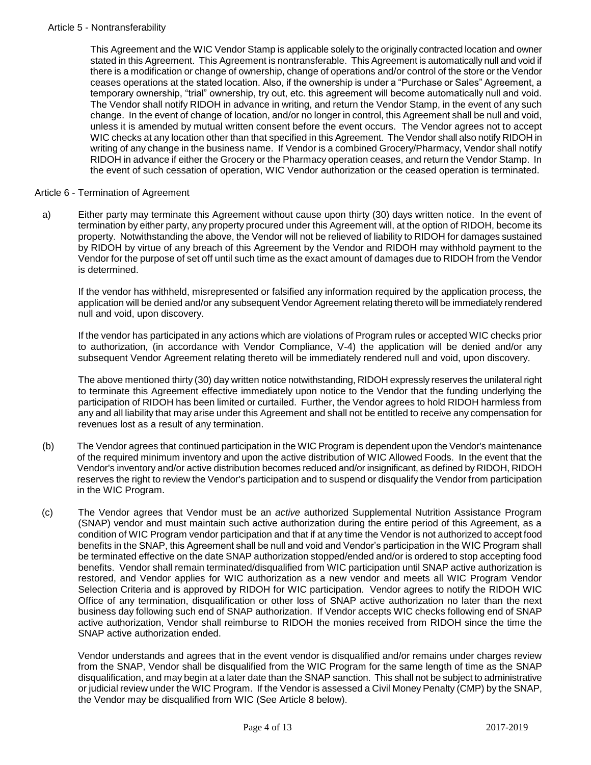Article 5 - Nontransferability

This Agreement and the WIC Vendor Stamp is applicable solely to the originally contracted location and owner stated in this Agreement. This Agreement is nontransferable. This Agreement is automatically null and void if there is a modification or change of ownership, change of operations and/or control of the store or the Vendor ceases operations at the stated location. Also, if the ownership is under a "Purchase or Sales" Agreement, a temporary ownership, "trial" ownership, try out, etc. this agreement will become automatically null and void. The Vendor shall notify RIDOH in advance in writing, and return the Vendor Stamp, in the event of any such change. In the event of change of location, and/or no longer in control, this Agreement shall be null and void, unless it is amended by mutual written consent before the event occurs. The Vendor agrees not to accept WIC checks at any location other than that specified in this Agreement. The Vendor shall also notify RIDOH in writing of any change in the business name. If Vendor is a combined Grocery/Pharmacy, Vendor shall notify RIDOH in advance if either the Grocery or the Pharmacy operation ceases, and return the Vendor Stamp. In the event of such cessation of operation, WIC Vendor authorization or the ceased operation is terminated.

Article 6 - Termination of Agreement

a) Either party may terminate this Agreement without cause upon thirty (30) days written notice. In the event of termination by either party, any property procured under this Agreement will, at the option of RIDOH, become its property. Notwithstanding the above, the Vendor will not be relieved of liability to RIDOH for damages sustained by RIDOH by virtue of any breach of this Agreement by the Vendor and RIDOH may withhold payment to the Vendor for the purpose of set off until such time as the exact amount of damages due to RIDOH from the Vendor is determined.

If the vendor has withheld, misrepresented or falsified any information required by the application process, the application will be denied and/or any subsequent Vendor Agreement relating thereto will be immediately rendered null and void, upon discovery.

If the vendor has participated in any actions which are violations of Program rules or accepted WIC checks prior to authorization, (in accordance with Vendor Compliance, V-4) the application will be denied and/or any subsequent Vendor Agreement relating thereto will be immediately rendered null and void, upon discovery.

The above mentioned thirty (30) day written notice notwithstanding, RIDOH expressly reserves the unilateral right to terminate this Agreement effective immediately upon notice to the Vendor that the funding underlying the participation of RIDOH has been limited or curtailed. Further, the Vendor agrees to hold RIDOH harmless from any and all liability that may arise under this Agreement and shall not be entitled to receive any compensation for revenues lost as a result of any termination.

(b) The Vendor agrees that continued participation in the WIC Program is dependent upon the Vendor's maintenance of the required minimum inventory and upon the active distribution of WIC Allowed Foods. In the event that the Vendor's inventory and/or active distribution becomes reduced and/or insignificant, as defined by RIDOH, RIDOH reserves the right to review the Vendor's participation and to suspend or disqualify the Vendor from participation in the WIC Program.

(c) The Vendor agrees that Vendor must be an *active* authorized Supplemental Nutrition Assistance Program (SNAP) vendor and must maintain such active authorization during the entire period of this Agreement, as a condition of WIC Program vendor participation and that if at any time the Vendor is not authorized to accept food benefits in the SNAP, this Agreement shall be null and void and Vendor's participation in the WIC Program shall be terminated effective on the date SNAP authorization stopped/ended and/or is ordered to stop accepting food benefits. Vendor shall remain terminated/disqualified from WIC participation until SNAP active authorization is restored, and Vendor applies for WIC authorization as a new vendor and meets all WIC Program Vendor Selection Criteria and is approved by RIDOH for WIC participation. Vendor agrees to notify the RIDOH WIC Office of any termination, disqualification or other loss of SNAP active authorization no later than the next business day following such end of SNAP authorization. If Vendor accepts WIC checks following end of SNAP active authorization, Vendor shall reimburse to RIDOH the monies received from RIDOH since the time the SNAP active authorization ended.

Vendor understands and agrees that in the event vendor is disqualified and/or remains under charges review from the SNAP, Vendor shall be disqualified from the WIC Program for the same length of time as the SNAP disqualification, and may begin at a later date than the SNAP sanction. This shall not be subject to administrative or judicial review under the WIC Program. If the Vendor is assessed a Civil Money Penalty (CMP) by the SNAP, the Vendor may be disqualified from WIC (See Article 8 below).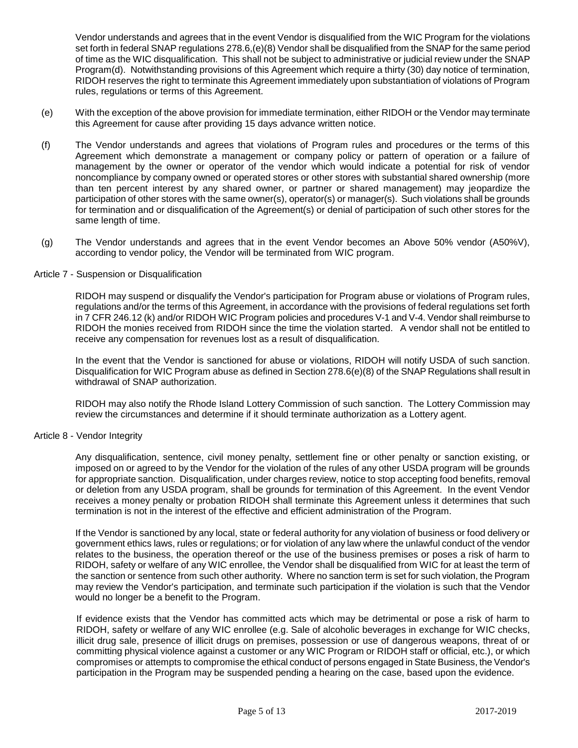Vendor understands and agrees that in the event Vendor is disqualified from the WIC Program for the violations set forth in federal SNAP regulations 278.6,(e)(8) Vendor shall be disqualified from the SNAP for the same period of time as the WIC disqualification. This shall not be subject to administrative or judicial review under the SNAP Program(d). Notwithstanding provisions of this Agreement which require a thirty (30) day notice of termination, RIDOH reserves the right to terminate this Agreement immediately upon substantiation of violations of Program rules, regulations or terms of this Agreement.

(e) With the exception of the above provision for immediate termination, either RIDOH or the Vendor may terminate this Agreement for cause after providing 15 days advance written notice.

(f) The Vendor understands and agrees that violations of Program rules and procedures or the terms of this Agreement which demonstrate a management or company policy or pattern of operation or a failure of management by the owner or operator of the vendor which would indicate a potential for risk of vendor noncompliance by company owned or operated stores or other stores with substantial shared ownership (more than ten percent interest by any shared owner, or partner or shared management) may jeopardize the participation of other stores with the same owner(s), operator(s) or manager(s). Such violations shall be grounds for termination and or disqualification of the Agreement(s) or denial of participation of such other stores for the same length of time.

(g) The Vendor understands and agrees that in the event Vendor becomes an Above 50% vendor (A50%V), according to vendor policy, the Vendor will be terminated from WIC program.

Article 7 - Suspension or Disqualification

RIDOH may suspend or disqualify the Vendor's participation for Program abuse or violations of Program rules, regulations and/or the terms of this Agreement, in accordance with the provisions of federal regulations set forth in 7 CFR 246.12 (k) and/or RIDOH WIC Program policies and procedures V-1 and V-4. Vendor shall reimburse to RIDOH the monies received from RIDOH since the time the violation started. A vendor shall not be entitled to receive any compensation for revenues lost as a result of disqualification.

In the event that the Vendor is sanctioned for abuse or violations, RIDOH will notify USDA of such sanction. Disqualification for WIC Program abuse as defined in Section 278.6(e)(8) of the SNAP Regulations shall result in withdrawal of SNAP authorization.

RIDOH may also notify the Rhode Island Lottery Commission of such sanction. The Lottery Commission may review the circumstances and determine if it should terminate authorization as a Lottery agent.

Article 8 - Vendor Integrity

Any disqualification, sentence, civil money penalty, settlement fine or other penalty or sanction existing, or imposed on or agreed to by the Vendor for the violation of the rules of any other USDA program will be grounds for appropriate sanction. Disqualification, under charges review, notice to stop accepting food benefits, removal or deletion from any USDA program, shall be grounds for termination of this Agreement. In the event Vendor receives a money penalty or probation RIDOH shall terminate this Agreement unless it determines that such termination is not in the interest of the effective and efficient administration of the Program.

If the Vendor is sanctioned by any local, state or federal authority for any violation of business or food delivery or government ethics laws, rules or regulations; or for violation of any law where the unlawful conduct of the vendor relates to the business, the operation thereof or the use of the business premises or poses a risk of harm to RIDOH, safety or welfare of any WIC enrollee, the Vendor shall be disqualified from WIC for at least the term of the sanction or sentence from such other authority. Where no sanction term is set for such violation, the Program may review the Vendor's participation, and terminate such participation if the violation is such that the Vendor would no longer be a benefit to the Program.

If evidence exists that the Vendor has committed acts which may be detrimental or pose a risk of harm to RIDOH, safety or welfare of any WIC enrollee (e.g. Sale of alcoholic beverages in exchange for WIC checks, illicit drug sale, presence of illicit drugs on premises, possession or use of dangerous weapons, threat of or committing physical violence against a customer or any WIC Program or RIDOH staff or official, etc.), or which compromises or attempts to compromise the ethical conduct of persons engaged in State Business, the Vendor's participation in the Program may be suspended pending a hearing on the case, based upon the evidence.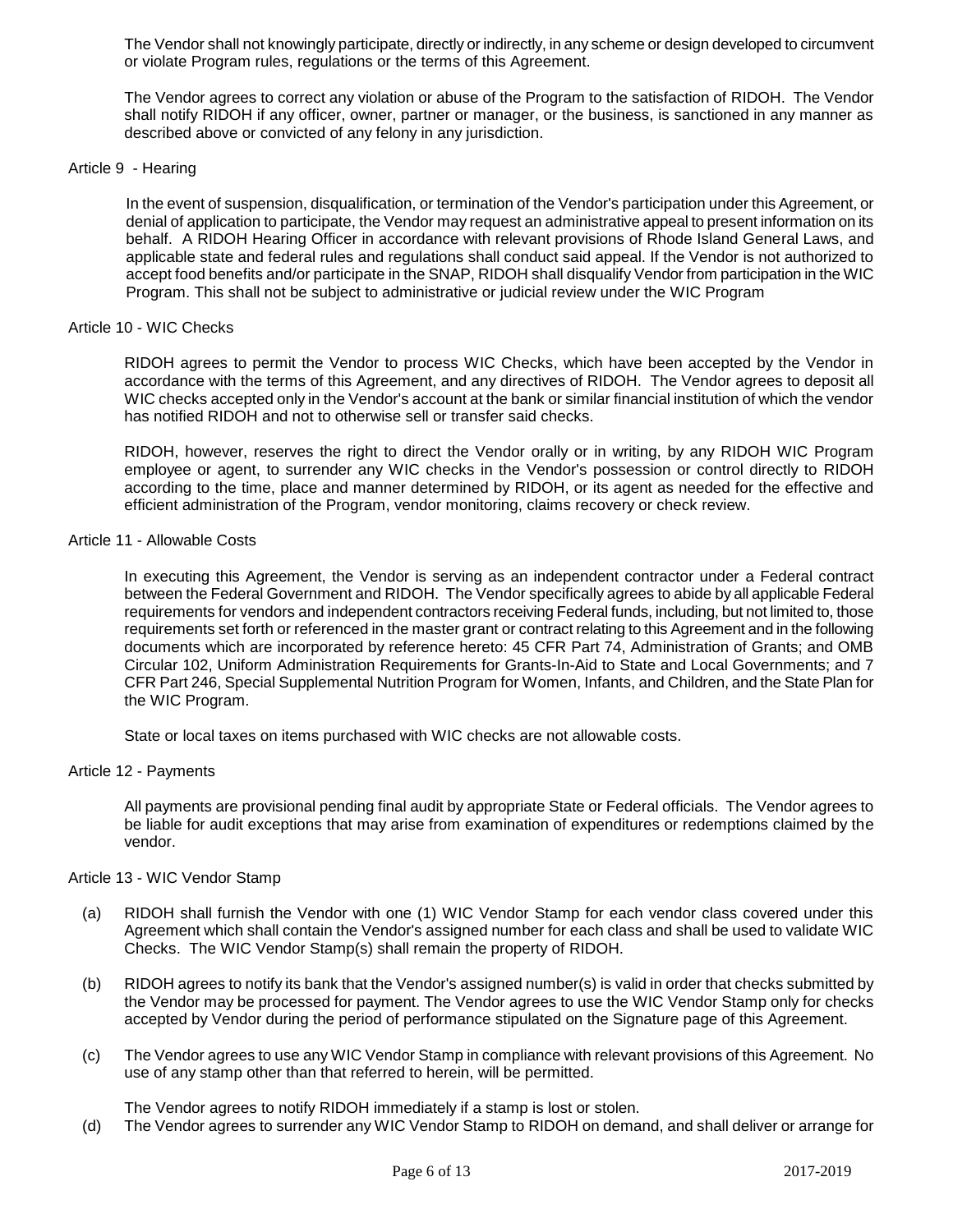The Vendor shall not knowingly participate, directly or indirectly, in any scheme or design developed to circumvent or violate Program rules, regulations or the terms of this Agreement.

The Vendor agrees to correct any violation or abuse of the Program to the satisfaction of RIDOH. The Vendor shall notify RIDOH if any officer, owner, partner or manager, or the business, is sanctioned in any manner as described above or convicted of any felony in any jurisdiction.

Article 9 - Hearing

In the event of suspension, disqualification, or termination of the Vendor's participation under this Agreement, or denial of application to participate, the Vendor may request an administrative appeal to present information on its behalf. A RIDOH Hearing Officer in accordance with relevant provisions of Rhode Island General Laws, and applicable state and federal rules and regulations shall conduct said appeal. If the Vendor is not authorized to accept food benefits and/or participate in the SNAP, RIDOH shall disqualify Vendor from participation in the WIC Program. This shall not be subject to administrative or judicial review under the WIC Program

Article 10 - WIC Checks

RIDOH agrees to permit the Vendor to process WIC Checks, which have been accepted by the Vendor in accordance with the terms of this Agreement, and any directives of RIDOH. The Vendor agrees to deposit all WIC checks accepted only in the Vendor's account at the bank or similar financial institution of which the vendor has notified RIDOH and not to otherwise sell or transfer said checks.

RIDOH, however, reserves the right to direct the Vendor orally or in writing, by any RIDOH WIC Program employee or agent, to surrender any WIC checks in the Vendor's possession or control directly to RIDOH according to the time, place and manner determined by RIDOH, or its agent as needed for the effective and efficient administration of the Program, vendor monitoring, claims recovery or check review.

Article 11 - Allowable Costs

In executing this Agreement, the Vendor is serving as an independent contractor under a Federal contract between the Federal Government and RIDOH. The Vendor specifically agrees to abide by all applicable Federal requirements for vendors and independent contractors receiving Federal funds, including, but not limited to, those requirements set forth or referenced in the master grant or contract relating to this Agreement and in the following documents which are incorporated by reference hereto: 45 CFR Part 74, Administration of Grants; and OMB Circular 102, Uniform Administration Requirements for Grants-In-Aid to State and Local Governments; and 7 CFR Part 246, Special Supplemental Nutrition Program for Women, Infants, and Children, and the State Plan for the WIC Program.

State or local taxes on items purchased with WIC checks are not allowable costs.

Article 12 - Payments

All payments are provisional pending final audit by appropriate State or Federal officials. The Vendor agrees to be liable for audit exceptions that may arise from examination of expenditures or redemptions claimed by the vendor.

Article 13 - WIC Vendor Stamp

(a) RIDOH shall furnish the Vendor with one (1) WIC Vendor Stamp for each vendor class covered under this Agreement which shall contain the Vendor's assigned number for each class and shall be used to validate WIC Checks. The WIC Vendor Stamp(s) shall remain the property of RIDOH.

(b) RIDOH agrees to notify its bank that the Vendor's assigned number(s) is valid in order that checks submitted by the Vendor may be processed for payment. The Vendor agrees to use the WIC Vendor Stamp only for checks accepted by Vendor during the period of performance stipulated on the Signature page of this Agreement.

(c) The Vendor agrees to use any WIC Vendor Stamp in compliance with relevant provisions of this Agreement. No use of any stamp other than that referred to herein, will be permitted.

The Vendor agrees to notify RIDOH immediately if a stamp is lost or stolen.

(d) The Vendor agrees to surrender any WIC Vendor Stamp to RIDOH on demand, and shall deliver or arrange for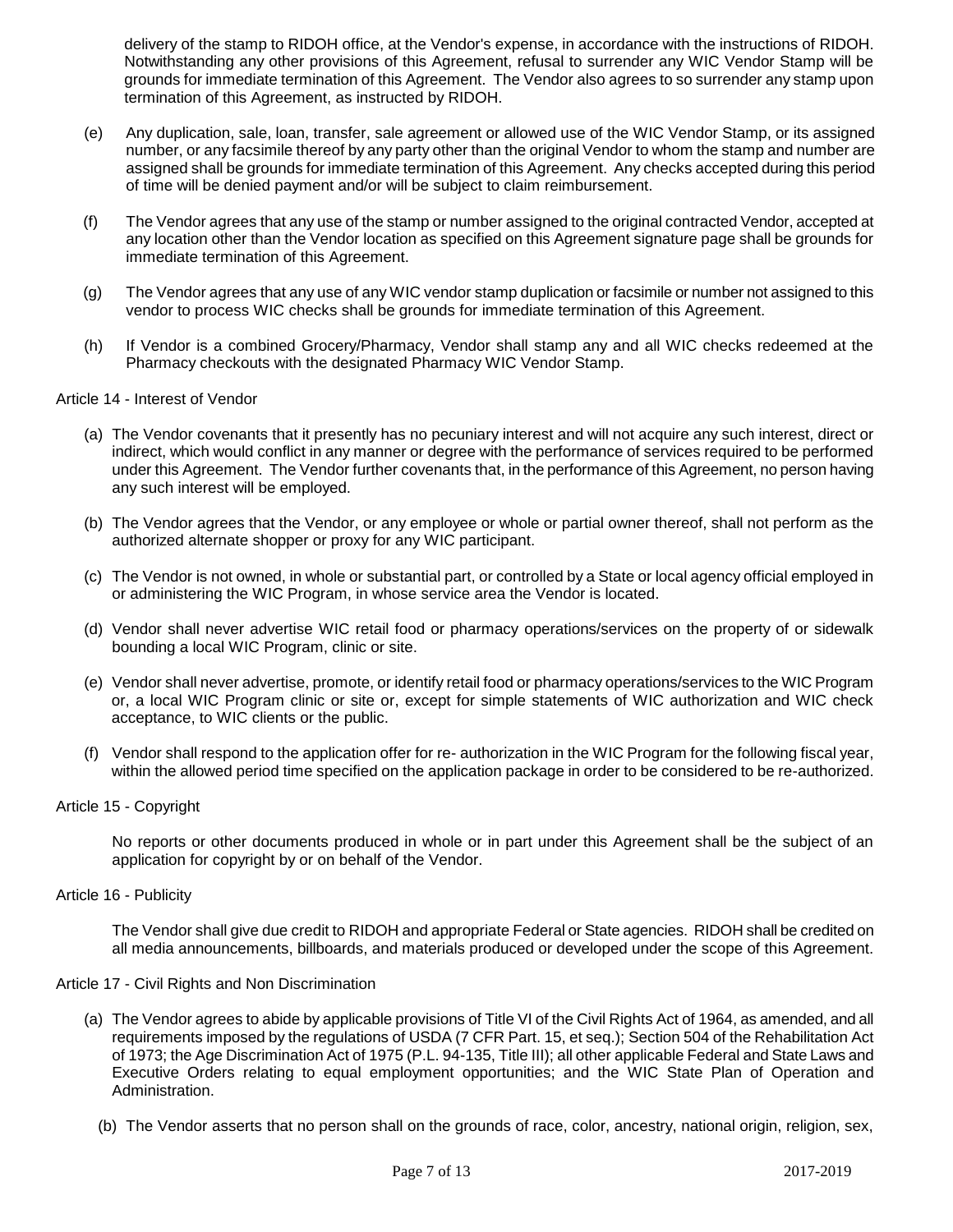delivery of the stamp to RIDOH office, at the Vendor's expense, in accordance with the instructions of RIDOH. Notwithstanding any other provisions of this Agreement, refusal to surrender any WIC Vendor Stamp will be grounds for immediate termination of this Agreement. The Vendor also agrees to so surrender any stamp upon termination of this Agreement, as instructed by RIDOH.

(e) Any duplication, sale, loan, transfer, sale agreement or allowed use of the WIC Vendor Stamp, or its assigned number, or any facsimile thereof by any party other than the original Vendor to whom the stamp and number are assigned shall be grounds for immediate termination of this Agreement. Any checks accepted during this period of time will be denied payment and/or will be subject to claim reimbursement.

(f) The Vendor agrees that any use of the stamp or number assigned to the original contracted Vendor, accepted at any location other than the Vendor location as specified on this Agreement signature page shall be grounds for immediate termination of this Agreement.

(g) The Vendor agrees that any use of any WIC vendor stamp duplication or facsimile or number not assigned to this vendor to process WIC checks shall be grounds for immediate termination of this Agreement.

(h) If Vendor is a combined Grocery/Pharmacy, Vendor shall stamp any and all WIC checks redeemed at the Pharmacy checkouts with the designated Pharmacy WIC Vendor Stamp.

Article 14 - Interest of Vendor

(a) The Vendor covenants that it presently has no pecuniary interest and will not acquire any such interest, direct or indirect, which would conflict in any manner or degree with the performance of services required to be performed under this Agreement. The Vendor further covenants that, in the performance of this Agreement, no person having any such interest will be employed.

(b) The Vendor agrees that the Vendor, or any employee or whole or partial owner thereof, shall not perform as the authorized alternate shopper or proxy for any WIC participant.

(c) The Vendor is not owned, in whole or substantial part, or controlled by a State or local agency official employed in or administering the WIC Program, in whose service area the Vendor is located.

(d) Vendor shall never advertise WIC retail food or pharmacy operations/services on the property of or sidewalk bounding a local WIC Program, clinic or site.

(e) Vendor shall never advertise, promote, or identify retail food or pharmacy operations/services to the WIC Program or, a local WIC Program clinic or site or, except for simple statements of WIC authorization and WIC check acceptance, to WIC clients or the public.

(f) Vendor shall respond to the application offer for re- authorization in the WIC Program for the following fiscal year, within the allowed period time specified on the application package in order to be considered to be re-authorized.

Article 15 - Copyright

No reports or other documents produced in whole or in part under this Agreement shall be the subject of an application for copyright by or on behalf of the Vendor.

Article 16 - Publicity

The Vendor shall give due credit to RIDOH and appropriate Federal or State agencies. RIDOH shall be credited on all media announcements, billboards, and materials produced or developed under the scope of this Agreement.

Article 17 - Civil Rights and Non Discrimination

(a) The Vendor agrees to abide by applicable provisions of Title VI of the Civil Rights Act of 1964, as amended, and all requirements imposed by the regulations of USDA (7 CFR Part. 15, et seq.); Section 504 of the Rehabilitation Act of 1973; the Age Discrimination Act of 1975 (P.L. 94-135, Title III); all other applicable Federal and State Laws and Executive Orders relating to equal employment opportunities; and the WIC State Plan of Operation and Administration.

(b) The Vendor asserts that no person shall on the grounds of race, color, ancestry, national origin, religion, sex,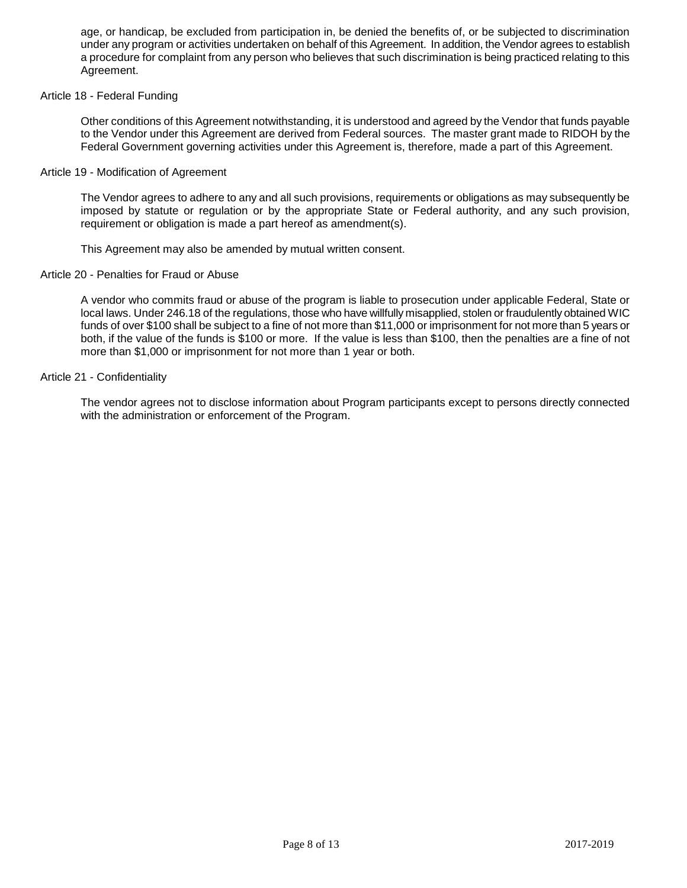age, or handicap, be excluded from participation in, be denied the benefits of, or be subjected to discrimination under any program or activities undertaken on behalf of this Agreement. In addition, the Vendor agrees to establish a procedure for complaint from any person who believes that such discrimination is being practiced relating to this Agreement.

## Article 18 - Federal Funding

Other conditions of this Agreement notwithstanding, it is understood and agreed by the Vendor that funds payable to the Vendor under this Agreement are derived from Federal sources. The master grant made to RIDOH by the Federal Government governing activities under this Agreement is, therefore, made a part of this Agreement.

## Article 19 - Modification of Agreement

The Vendor agrees to adhere to any and all such provisions, requirements or obligations as may subsequently be imposed by statute or regulation or by the appropriate State or Federal authority, and any such provision, requirement or obligation is made a part hereof as amendment(s).

This Agreement may also be amended by mutual written consent.

## Article 20 - Penalties for Fraud or Abuse

A vendor who commits fraud or abuse of the program is liable to prosecution under applicable Federal, State or local laws. Under 246.18 of the regulations, those who have willfully misapplied, stolen or fraudulently obtained WIC funds of over $100 shall be subject to a fine of not more than $11,000 or imprisonment for not more than 5 years or both, if the value of the funds is $100 or more. If the value is less than $100, then the penalties are a fine of not more than $1,000 or imprisonment for not more than 1 year or both.

## Article 21 - Confidentiality

The vendor agrees not to disclose information about Program participants except to persons directly connected with the administration or enforcement of the Program.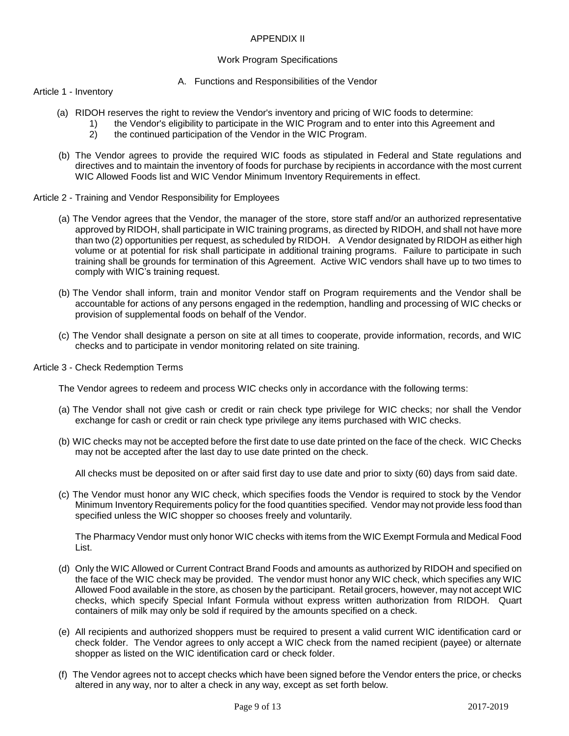APPENDIX II

Work Program Specifications

A. Functions and Responsibilities of the Vendor

Article 1 - Inventory

(a) RIDOH reserves the right to review the Vendor's inventory and pricing of WIC foods to determine:
   1) the Vendor's eligibility to participate in the WIC Program and to enter into this Agreement and
   2) the continued participation of the Vendor in the WIC Program.

(b) The Vendor agrees to provide the required WIC foods as stipulated in Federal and State regulations and directives and to maintain the inventory of foods for purchase by recipients in accordance with the most current WIC Allowed Foods list and WIC Vendor Minimum Inventory Requirements in effect.

Article 2 - Training and Vendor Responsibility for Employees

(a) The Vendor agrees that the Vendor, the manager of the store, store staff and/or an authorized representative approved by RIDOH, shall participate in WIC training programs, as directed by RIDOH, and shall not have more than two (2) opportunities per request, as scheduled by RIDOH. A Vendor designated by RIDOH as either high volume or at potential for risk shall participate in additional training programs. Failure to participate in such training shall be grounds for termination of this Agreement. Active WIC vendors shall have up to two times to comply with WIC's training request.

(b) The Vendor shall inform, train and monitor Vendor staff on Program requirements and the Vendor shall be accountable for actions of any persons engaged in the redemption, handling and processing of WIC checks or provision of supplemental foods on behalf of the Vendor.

(c) The Vendor shall designate a person on site at all times to cooperate, provide information, records, and WIC checks and to participate in vendor monitoring related on site training.

Article 3 - Check Redemption Terms

The Vendor agrees to redeem and process WIC checks only in accordance with the following terms:

(a) The Vendor shall not give cash or credit or rain check type privilege for WIC checks; nor shall the Vendor exchange for cash or credit or rain check type privilege any items purchased with WIC checks.

(b) WIC checks may not be accepted before the first date to use date printed on the face of the check. WIC Checks may not be accepted after the last day to use date printed on the check.

All checks must be deposited on or after said first day to use date and prior to sixty (60) days from said date.

(c) The Vendor must honor any WIC check, which specifies foods the Vendor is required to stock by the Vendor Minimum Inventory Requirements policy for the food quantities specified. Vendor may not provide less food than specified unless the WIC shopper so chooses freely and voluntarily.

The Pharmacy Vendor must only honor WIC checks with items from the WIC Exempt Formula and Medical Food List.

(d) Only the WIC Allowed or Current Contract Brand Foods and amounts as authorized by RIDOH and specified on the face of the WIC check may be provided. The vendor must honor any WIC check, which specifies any WIC Allowed Food available in the store, as chosen by the participant. Retail grocers, however, may not accept WIC checks, which specify Special Infant Formula without express written authorization from RIDOH. Quart containers of milk may only be sold if required by the amounts specified on a check.

(e) All recipients and authorized shoppers must be required to present a valid current WIC identification card or check folder. The Vendor agrees to only accept a WIC check from the named recipient (payee) or alternate shopper as listed on the WIC identification card or check folder.

(f) The Vendor agrees not to accept checks which have been signed before the Vendor enters the price, or checks altered in any way, nor to alter a check in any way, except as set forth below.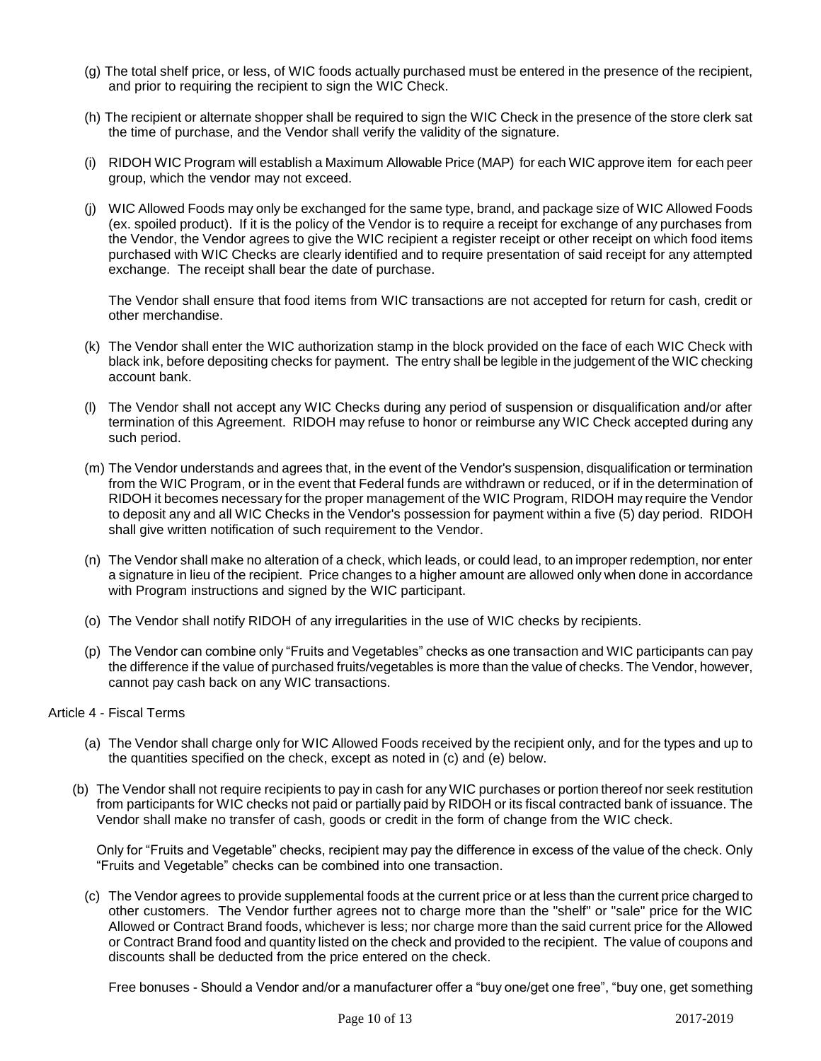(g) The total shelf price, or less, of WIC foods actually purchased must be entered in the presence of the recipient, and prior to requiring the recipient to sign the WIC Check.

(h) The recipient or alternate shopper shall be required to sign the WIC Check in the presence of the store clerk sat the time of purchase, and the Vendor shall verify the validity of the signature.

(i) RIDOH WIC Program will establish a Maximum Allowable Price (MAP) for each WIC approve item for each peer group, which the vendor may not exceed.

(j) WIC Allowed Foods may only be exchanged for the same type, brand, and package size of WIC Allowed Foods (ex. spoiled product). If it is the policy of the Vendor is to require a receipt for exchange of any purchases from the Vendor, the Vendor agrees to give the WIC recipient a register receipt or other receipt on which food items purchased with WIC Checks are clearly identified and to require presentation of said receipt for any attempted exchange. The receipt shall bear the date of purchase.

The Vendor shall ensure that food items from WIC transactions are not accepted for return for cash, credit or other merchandise.

(k) The Vendor shall enter the WIC authorization stamp in the block provided on the face of each WIC Check with black ink, before depositing checks for payment. The entry shall be legible in the judgement of the WIC checking account bank.

(l) The Vendor shall not accept any WIC Checks during any period of suspension or disqualification and/or after termination of this Agreement. RIDOH may refuse to honor or reimburse any WIC Check accepted during any such period.

(m) The Vendor understands and agrees that, in the event of the Vendor's suspension, disqualification or termination from the WIC Program, or in the event that Federal funds are withdrawn or reduced, or if in the determination of RIDOH it becomes necessary for the proper management of the WIC Program, RIDOH may require the Vendor to deposit any and all WIC Checks in the Vendor's possession for payment within a five (5) day period. RIDOH shall give written notification of such requirement to the Vendor.

(n) The Vendor shall make no alteration of a check, which leads, or could lead, to an improper redemption, nor enter a signature in lieu of the recipient. Price changes to a higher amount are allowed only when done in accordance with Program instructions and signed by the WIC participant.

(o) The Vendor shall notify RIDOH of any irregularities in the use of WIC checks by recipients.

(p) The Vendor can combine only "Fruits and Vegetables" checks as one transaction and WIC participants can pay the difference if the value of purchased fruits/vegetables is more than the value of checks. The Vendor, however, cannot pay cash back on any WIC transactions.

Article 4 - Fiscal Terms

(a) The Vendor shall charge only for WIC Allowed Foods received by the recipient only, and for the types and up to the quantities specified on the check, except as noted in (c) and (e) below.

(b) The Vendor shall not require recipients to pay in cash for any WIC purchases or portion thereof nor seek restitution from participants for WIC checks not paid or partially paid by RIDOH or its fiscal contracted bank of issuance. The Vendor shall make no transfer of cash, goods or credit in the form of change from the WIC check.

Only for "Fruits and Vegetable" checks, recipient may pay the difference in excess of the value of the check. Only "Fruits and Vegetable" checks can be combined into one transaction.

(c) The Vendor agrees to provide supplemental foods at the current price or at less than the current price charged to other customers. The Vendor further agrees not to charge more than the "shelf" or "sale" price for the WIC Allowed or Contract Brand foods, whichever is less; nor charge more than the said current price for the Allowed or Contract Brand food and quantity listed on the check and provided to the recipient. The value of coupons and discounts shall be deducted from the price entered on the check.

Free bonuses - Should a Vendor and/or a manufacturer offer a "buy one/get one free", "buy one, get something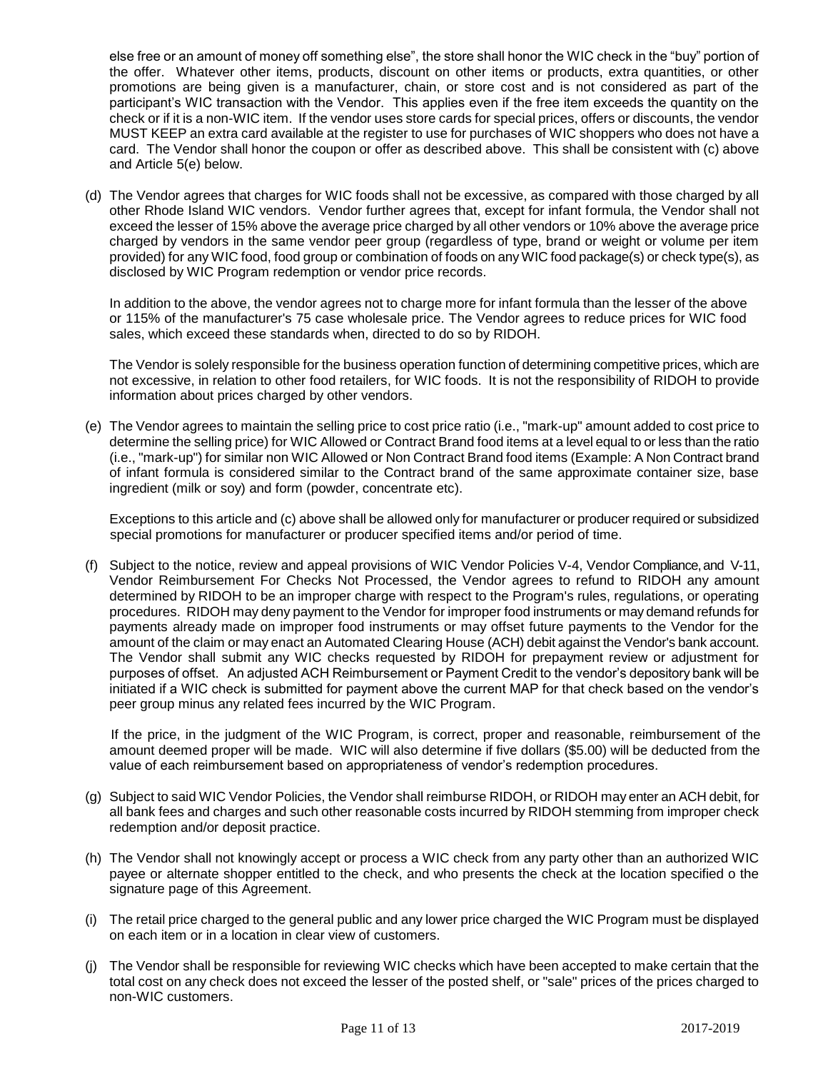else free or an amount of money off something else", the store shall honor the WIC check in the "buy" portion of the offer. Whatever other items, products, discount on other items or products, extra quantities, or other promotions are being given is a manufacturer, chain, or store cost and is not considered as part of the participant's WIC transaction with the Vendor. This applies even if the free item exceeds the quantity on the check or if it is a non-WIC item. If the vendor uses store cards for special prices, offers or discounts, the vendor MUST KEEP an extra card available at the register to use for purchases of WIC shoppers who does not have a card. The Vendor shall honor the coupon or offer as described above. This shall be consistent with (c) above and Article 5(e) below.

(d) The Vendor agrees that charges for WIC foods shall not be excessive, as compared with those charged by all other Rhode Island WIC vendors. Vendor further agrees that, except for infant formula, the Vendor shall not exceed the lesser of 15% above the average price charged by all other vendors or 10% above the average price charged by vendors in the same vendor peer group (regardless of type, brand or weight or volume per item provided) for any WIC food, food group or combination of foods on any WIC food package(s) or check type(s), as disclosed by WIC Program redemption or vendor price records.

In addition to the above, the vendor agrees not to charge more for infant formula than the lesser of the above or 115% of the manufacturer's 75 case wholesale price. The Vendor agrees to reduce prices for WIC food sales, which exceed these standards when, directed to do so by RIDOH.

The Vendor is solely responsible for the business operation function of determining competitive prices, which are not excessive, in relation to other food retailers, for WIC foods. It is not the responsibility of RIDOH to provide information about prices charged by other vendors.

(e) The Vendor agrees to maintain the selling price to cost price ratio (i.e., "mark-up" amount added to cost price to determine the selling price) for WIC Allowed or Contract Brand food items at a level equal to or less than the ratio (i.e., "mark-up") for similar non WIC Allowed or Non Contract Brand food items (Example: A Non Contract brand of infant formula is considered similar to the Contract brand of the same approximate container size, base ingredient (milk or soy) and form (powder, concentrate etc).

Exceptions to this article and (c) above shall be allowed only for manufacturer or producer required or subsidized special promotions for manufacturer or producer specified items and/or period of time.

(f) Subject to the notice, review and appeal provisions of WIC Vendor Policies V-4, Vendor Compliance, and V-11, Vendor Reimbursement For Checks Not Processed, the Vendor agrees to refund to RIDOH any amount determined by RIDOH to be an improper charge with respect to the Program's rules, regulations, or operating procedures. RIDOH may deny payment to the Vendor for improper food instruments or may demand refunds for payments already made on improper food instruments or may offset future payments to the Vendor for the amount of the claim or may enact an Automated Clearing House (ACH) debit against the Vendor's bank account. The Vendor shall submit any WIC checks requested by RIDOH for prepayment review or adjustment for purposes of offset. An adjusted ACH Reimbursement or Payment Credit to the vendor's depository bank will be initiated if a WIC check is submitted for payment above the current MAP for that check based on the vendor's peer group minus any related fees incurred by the WIC Program.

If the price, in the judgment of the WIC Program, is correct, proper and reasonable, reimbursement of the amount deemed proper will be made. WIC will also determine if five dollars ($5.00) will be deducted from the value of each reimbursement based on appropriateness of vendor's redemption procedures.

(g) Subject to said WIC Vendor Policies, the Vendor shall reimburse RIDOH, or RIDOH may enter an ACH debit, for all bank fees and charges and such other reasonable costs incurred by RIDOH stemming from improper check redemption and/or deposit practice.

(h) The Vendor shall not knowingly accept or process a WIC check from any party other than an authorized WIC payee or alternate shopper entitled to the check, and who presents the check at the location specified o the signature page of this Agreement.

(i) The retail price charged to the general public and any lower price charged the WIC Program must be displayed on each item or in a location in clear view of customers.

(j) The Vendor shall be responsible for reviewing WIC checks which have been accepted to make certain that the total cost on any check does not exceed the lesser of the posted shelf, or "sale" prices of the prices charged to non-WIC customers.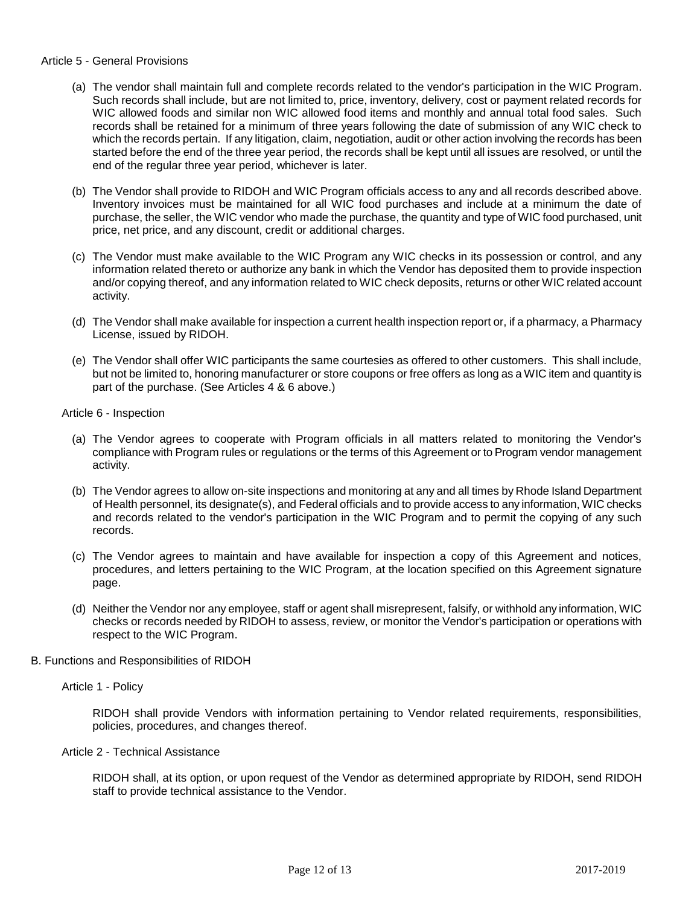Article 5 - General Provisions

(a) The vendor shall maintain full and complete records related to the vendor's participation in the WIC Program. Such records shall include, but are not limited to, price, inventory, delivery, cost or payment related records for WIC allowed foods and similar non WIC allowed food items and monthly and annual total food sales. Such records shall be retained for a minimum of three years following the date of submission of any WIC check to which the records pertain. If any litigation, claim, negotiation, audit or other action involving the records has been started before the end of the three year period, the records shall be kept until all issues are resolved, or until the end of the regular three year period, whichever is later.

(b) The Vendor shall provide to RIDOH and WIC Program officials access to any and all records described above. Inventory invoices must be maintained for all WIC food purchases and include at a minimum the date of purchase, the seller, the WIC vendor who made the purchase, the quantity and type of WIC food purchased, unit price, net price, and any discount, credit or additional charges.

(c) The Vendor must make available to the WIC Program any WIC checks in its possession or control, and any information related thereto or authorize any bank in which the Vendor has deposited them to provide inspection and/or copying thereof, and any information related to WIC check deposits, returns or other WIC related account activity.

(d) The Vendor shall make available for inspection a current health inspection report or, if a pharmacy, a Pharmacy License, issued by RIDOH.

(e) The Vendor shall offer WIC participants the same courtesies as offered to other customers. This shall include, but not be limited to, honoring manufacturer or store coupons or free offers as long as a WIC item and quantity is part of the purchase. (See Articles 4 & 6 above.)

Article 6 - Inspection

(a) The Vendor agrees to cooperate with Program officials in all matters related to monitoring the Vendor's compliance with Program rules or regulations or the terms of this Agreement or to Program vendor management activity.

(b) The Vendor agrees to allow on-site inspections and monitoring at any and all times by Rhode Island Department of Health personnel, its designate(s), and Federal officials and to provide access to any information, WIC checks and records related to the vendor's participation in the WIC Program and to permit the copying of any such records.

(c) The Vendor agrees to maintain and have available for inspection a copy of this Agreement and notices, procedures, and letters pertaining to the WIC Program, at the location specified on this Agreement signature page.

(d) Neither the Vendor nor any employee, staff or agent shall misrepresent, falsify, or withhold any information, WIC checks or records needed by RIDOH to assess, review, or monitor the Vendor's participation or operations with respect to the WIC Program.

B. Functions and Responsibilities of RIDOH

Article 1 - Policy

RIDOH shall provide Vendors with information pertaining to Vendor related requirements, responsibilities, policies, procedures, and changes thereof.

Article 2 - Technical Assistance

RIDOH shall, at its option, or upon request of the Vendor as determined appropriate by RIDOH, send RIDOH staff to provide technical assistance to the Vendor.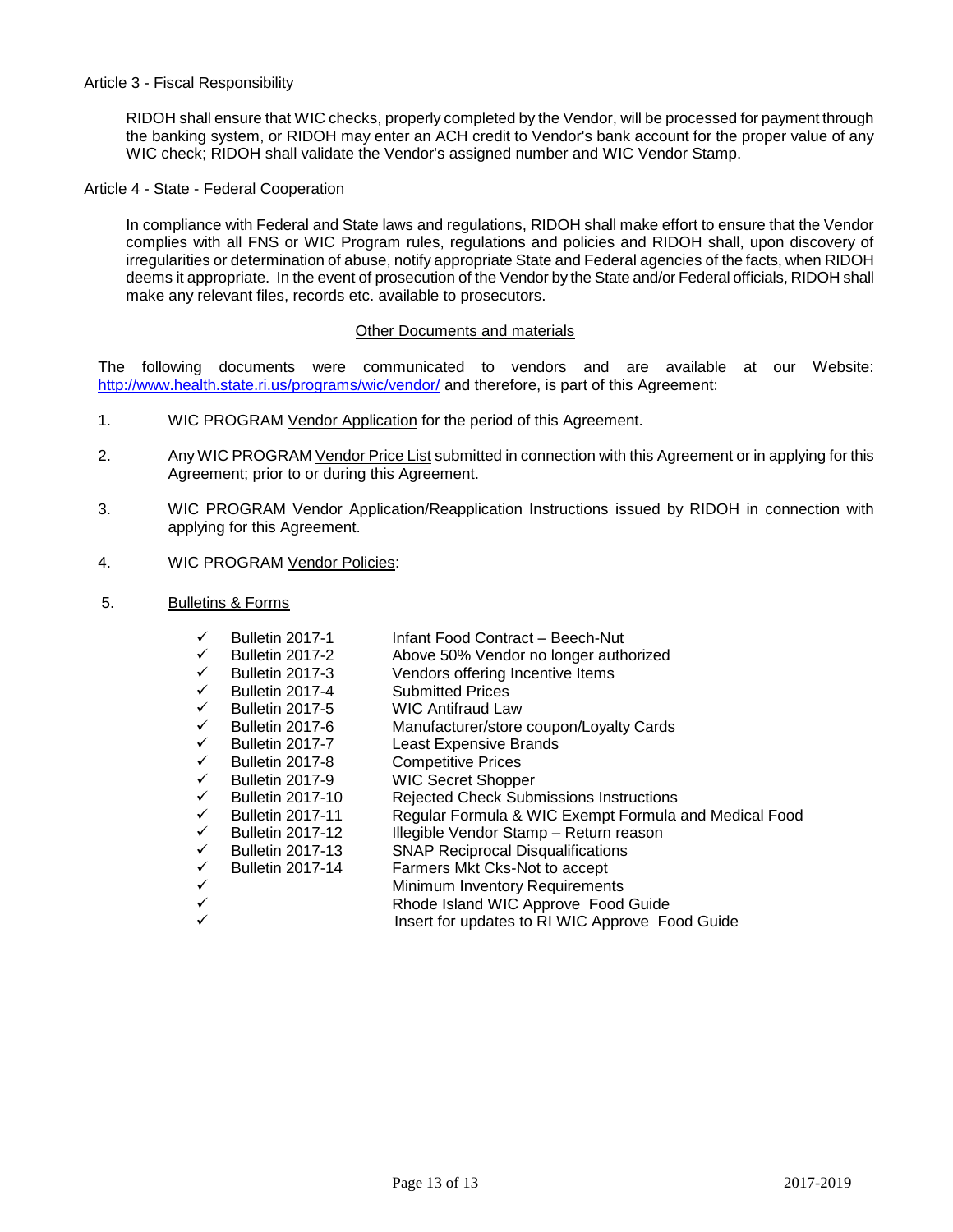Article 3 - Fiscal Responsibility

RIDOH shall ensure that WIC checks, properly completed by the Vendor, will be processed for payment through the banking system, or RIDOH may enter an ACH credit to Vendor's bank account for the proper value of any WIC check; RIDOH shall validate the Vendor's assigned number and WIC Vendor Stamp.

Article 4 - State - Federal Cooperation

In compliance with Federal and State laws and regulations, RIDOH shall make effort to ensure that the Vendor complies with all FNS or WIC Program rules, regulations and policies and RIDOH shall, upon discovery of irregularities or determination of abuse, notify appropriate State and Federal agencies of the facts, when RIDOH deems it appropriate. In the event of prosecution of the Vendor by the State and/or Federal officials, RIDOH shall make any relevant files, records etc. available to prosecutors.

Other Documents and materials

The following documents were communicated to vendors and are available at our Website: http://www.health.state.ri.us/programs/wic/vendor/ and therefore, is part of this Agreement:

1. WIC PROGRAM Vendor Application for the period of this Agreement.
2. Any WIC PROGRAM Vendor Price List submitted in connection with this Agreement or in applying for this Agreement; prior to or during this Agreement.
3. WIC PROGRAM Vendor Application/Reapplication Instructions issued by RIDOH in connection with applying for this Agreement.
4. WIC PROGRAM Vendor Policies:
5. Bulletins & Forms

- ✓ Bulletin 2017-1 — Infant Food Contract – Beech-Nut
- ✓ Bulletin 2017-2 — Above 50% Vendor no longer authorized
- ✓ Bulletin 2017-3 — Vendors offering Incentive Items
- ✓ Bulletin 2017-4 — Submitted Prices
- ✓ Bulletin 2017-5 — WIC Antifraud Law
- ✓ Bulletin 2017-6 — Manufacturer/store coupon/Loyalty Cards
- ✓ Bulletin 2017-7 — Least Expensive Brands
- ✓ Bulletin 2017-8 — Competitive Prices
- ✓ Bulletin 2017-9 — WIC Secret Shopper
- ✓ Bulletin 2017-10 — Rejected Check Submissions Instructions
- ✓ Bulletin 2017-11 — Regular Formula & WIC Exempt Formula and Medical Food
- ✓ Bulletin 2017-12 — Illegible Vendor Stamp – Return reason
- ✓ Bulletin 2017-13 — SNAP Reciprocal Disqualifications
- ✓ Bulletin 2017-14 — Farmers Mkt Cks-Not to accept
- ✓ Minimum Inventory Requirements
- ✓ Rhode Island WIC Approve Food Guide
- ✓ Insert for updates to RI WIC Approve Food Guide